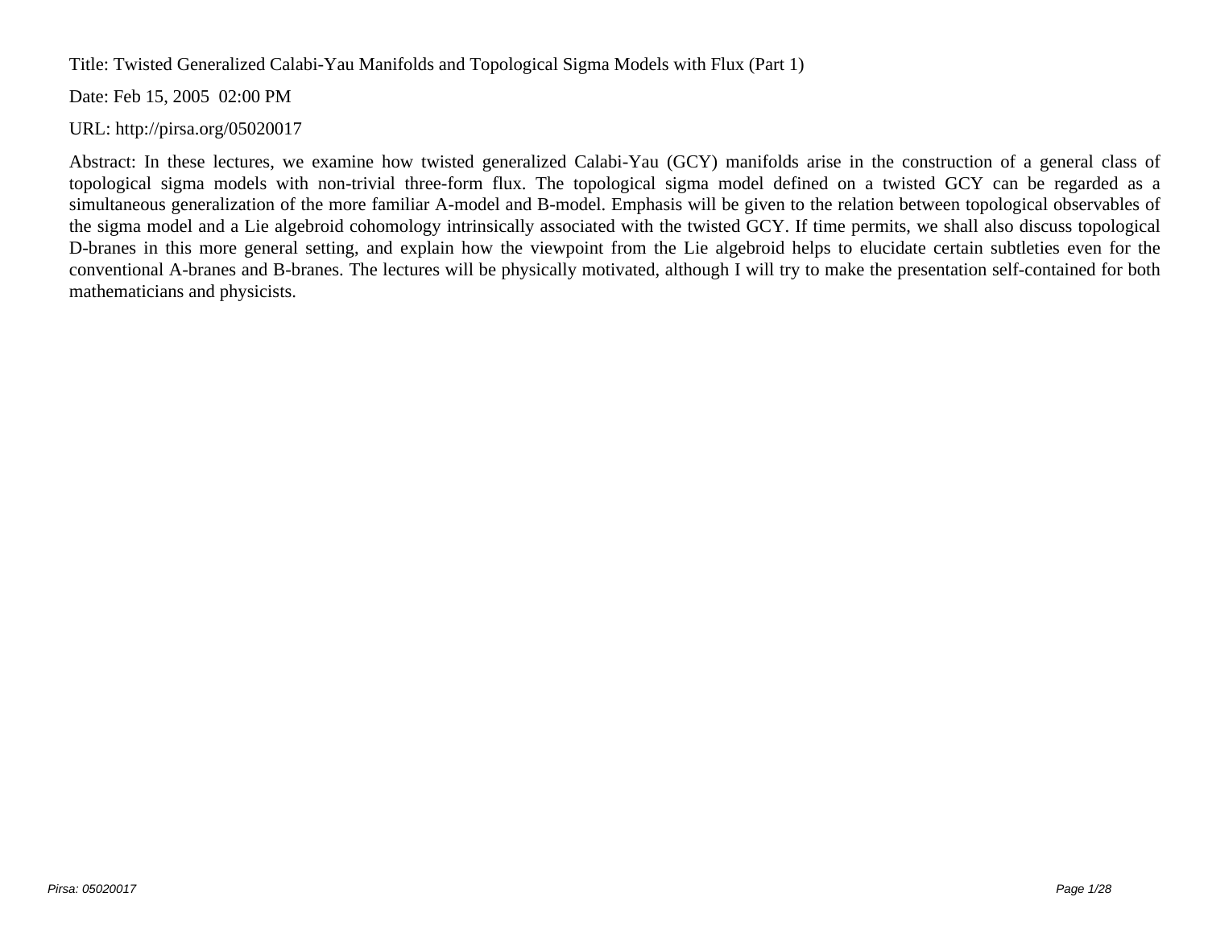Title: Twisted Generalized Calabi-Yau Manifolds and Topological Sigma Models with Flux (Part 1)

Date: Feb 15, 2005 02:00 PM

URL: http://pirsa.org/05020017

Abstract: In these lectures, we examine how twisted generalized Calabi-Yau (GCY) manifolds arise in the construction of a general class of topological sigma models with non-trivial three-form flux. The topological sigma model defined on a twisted GCY can be regarded as a simultaneous generalization of the more familiar A-model and B-model. Emphasis will be given to the relation between topological observables of the sigma model and a Lie algebroid cohomology intrinsically associated with the twisted GCY. If time permits, we shall also discuss topological D-branes in this more general setting, and explain how the viewpoint from the Lie algebroid helps to elucidate certain subtleties even for the conventional A-branes and B-branes. The lectures will be physically motivated, although I will try to make the presentation self-contained for both mathematicians and physicists.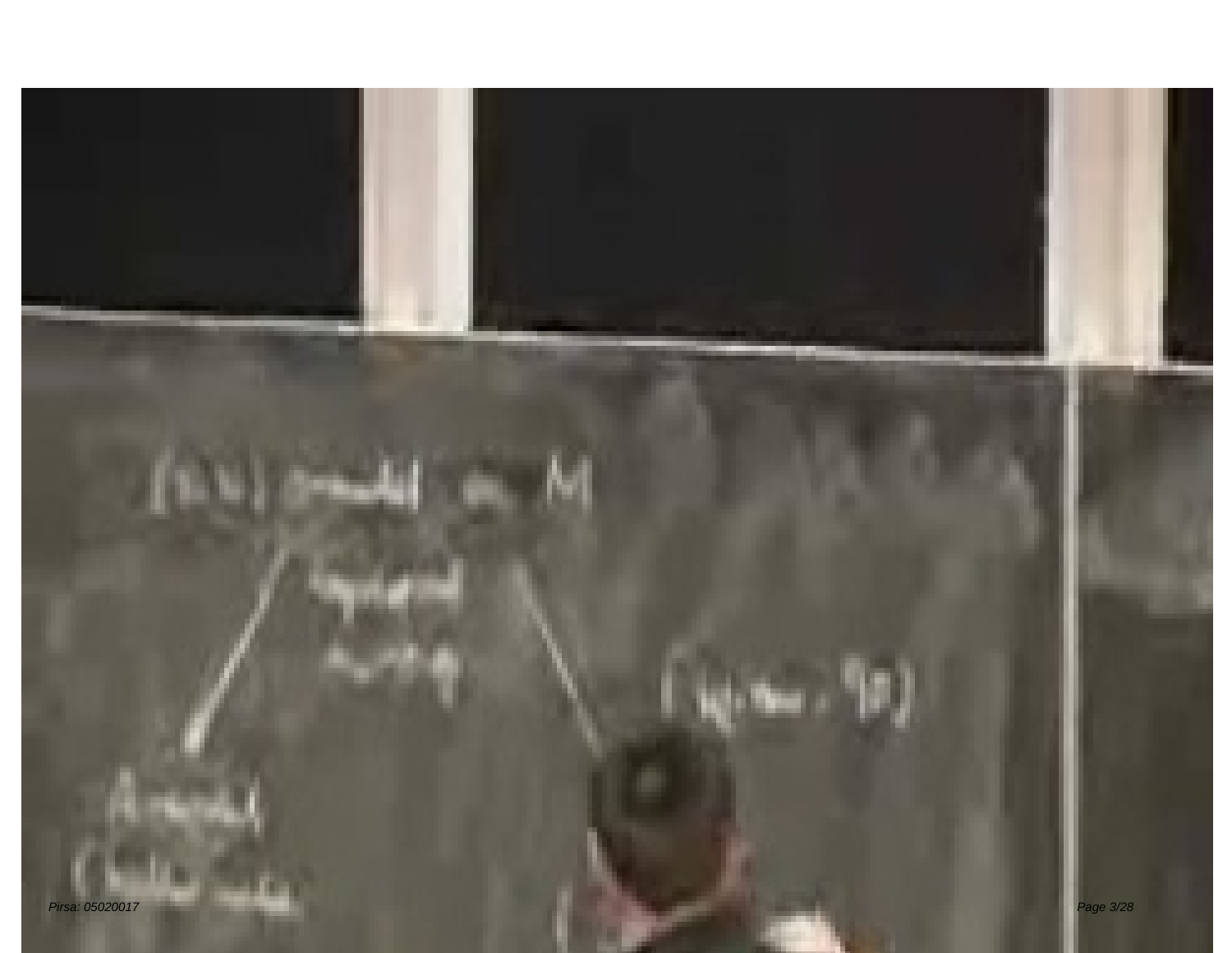(2,2) σ-model on M

topological twisting

A-model
(Kähler moduli)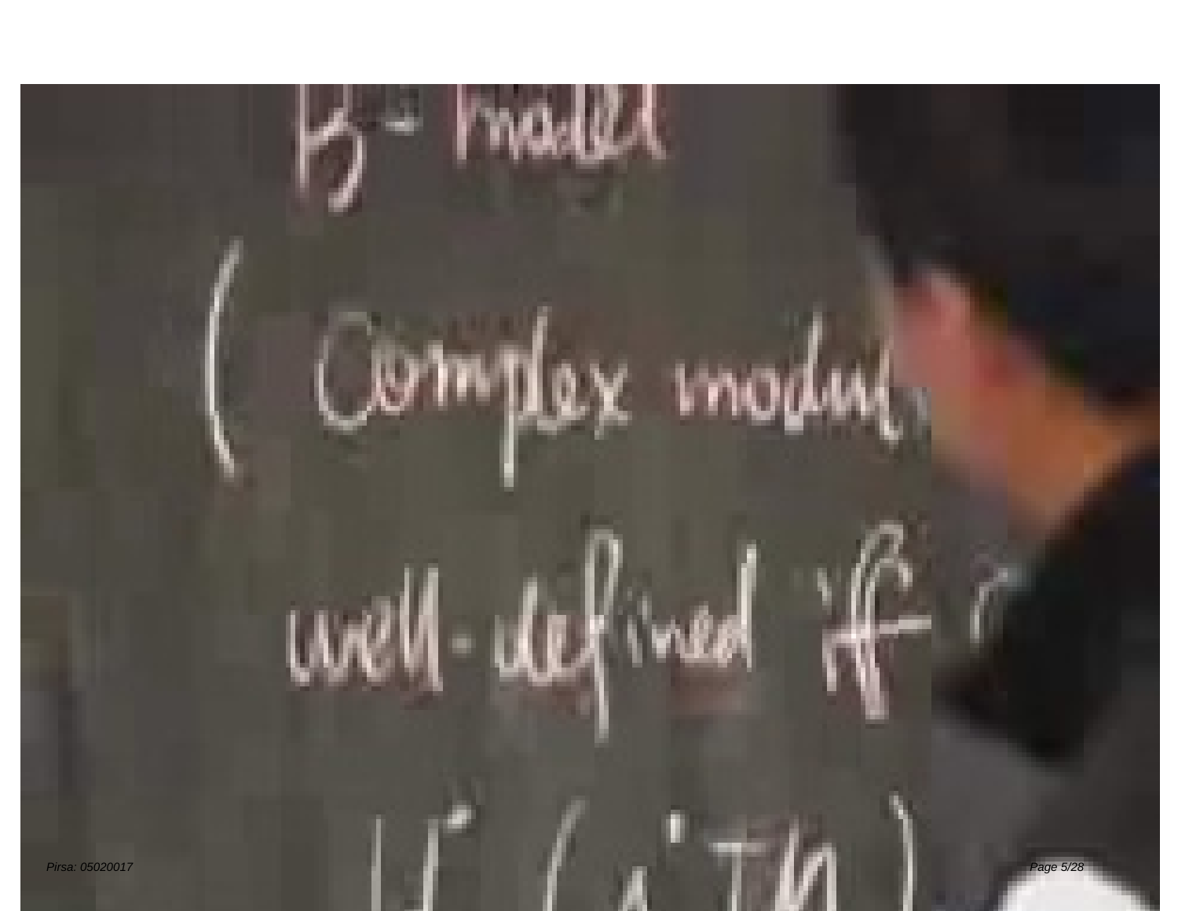B-model

( Complex moduli

well-defined iff

$H^*(\wedge^* TM)$ )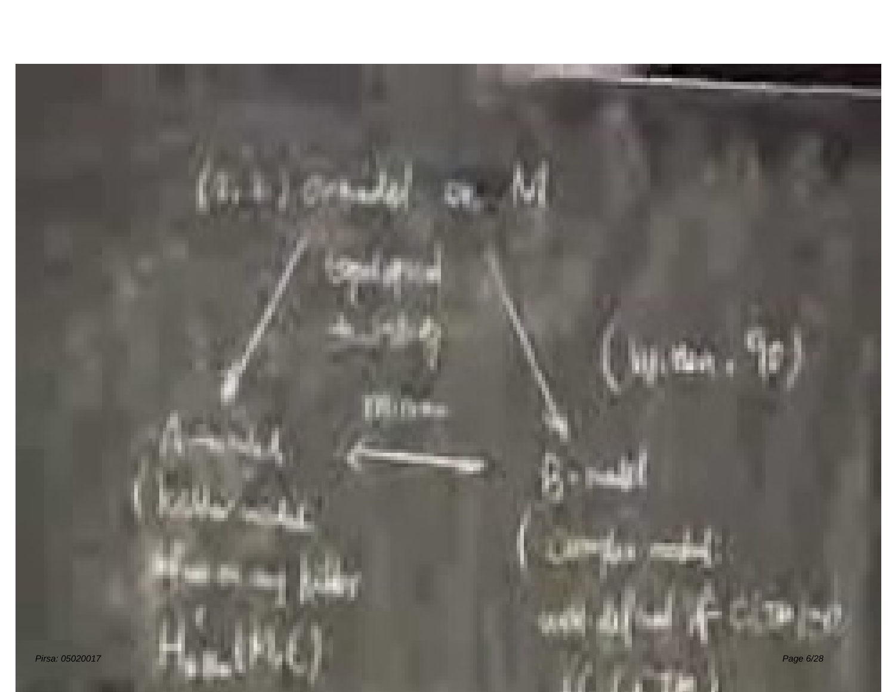(2,2) σ-model on M

topological twisting

(Witten, '90)

Mirror

A-model
(Kähler moduli
Hom on my Kähler
$H^2_{dR}(M,\mathbb{C})$

B-model
(complex moduli:
with defined $K^{\wedge}\,C(\Sigma M)$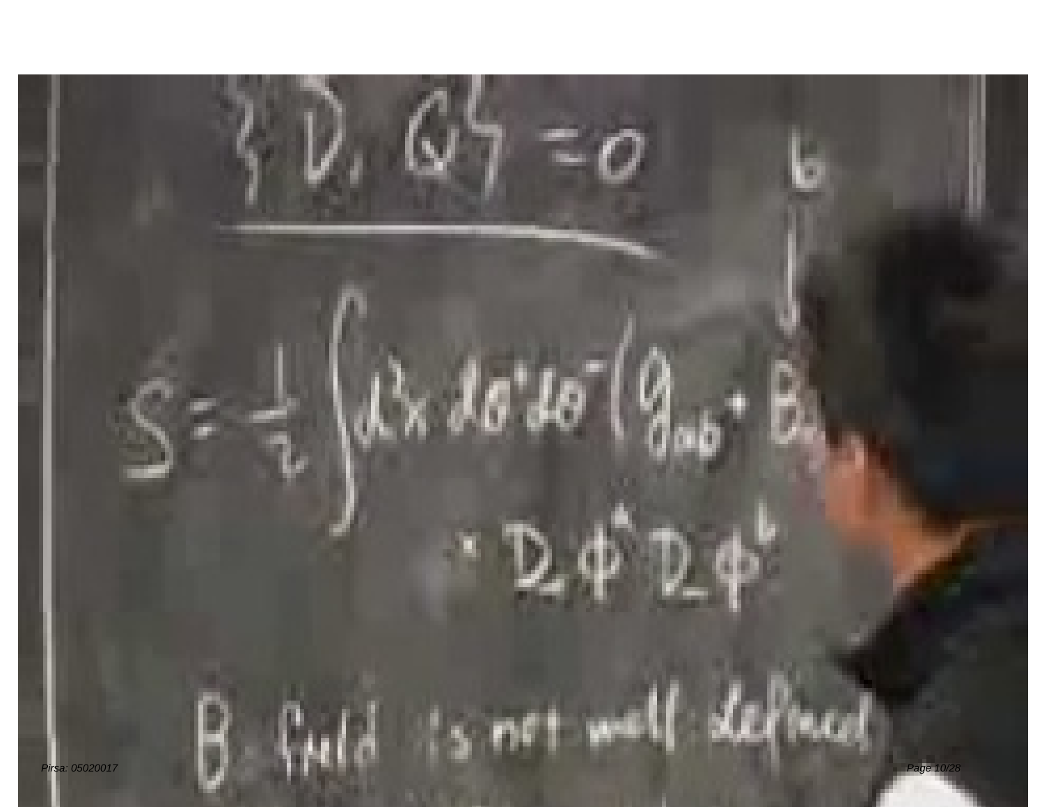$$\{D, Q\} = 0$$

$$S = -\frac{1}{2} \int d^2x \, d\theta^+ d\theta^- \left( g_{ab} + B_{ab} \right) D_+ \phi^a D_- \phi^b$$

B field is not well defined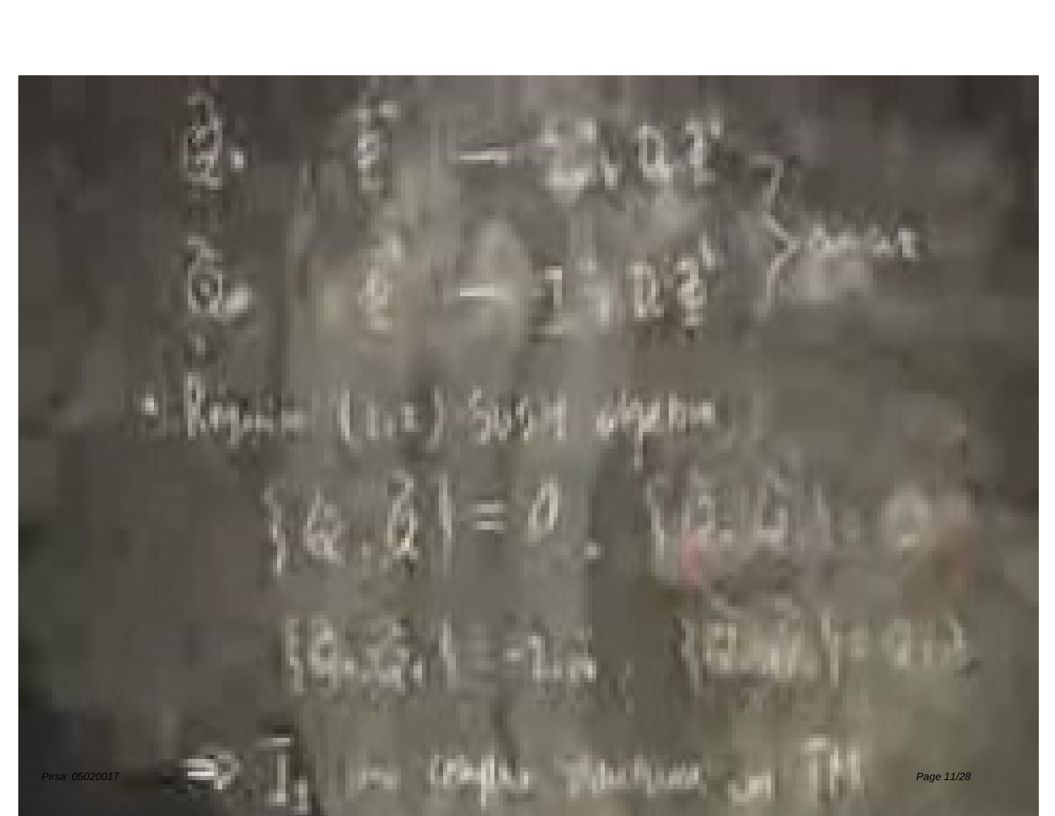$\tilde{Q}$: $\phi \to \epsilon \, J \, D\phi$

$\tilde{Q}$: $\psi \to \tilde{\epsilon} \, J \, D\phi$

• Require (1,1) SUSY algebra

$\{Q, \tilde{Q}\} = 0$, $\{\tilde{Q}, \tilde{Q}\} = \ldots$

$\{Q, Q\} = -2i\partial$, $\{\tilde{Q}, \tilde{Q}\} = -2i\partial$

$\Rightarrow$ $J$ is complex structure on $TM$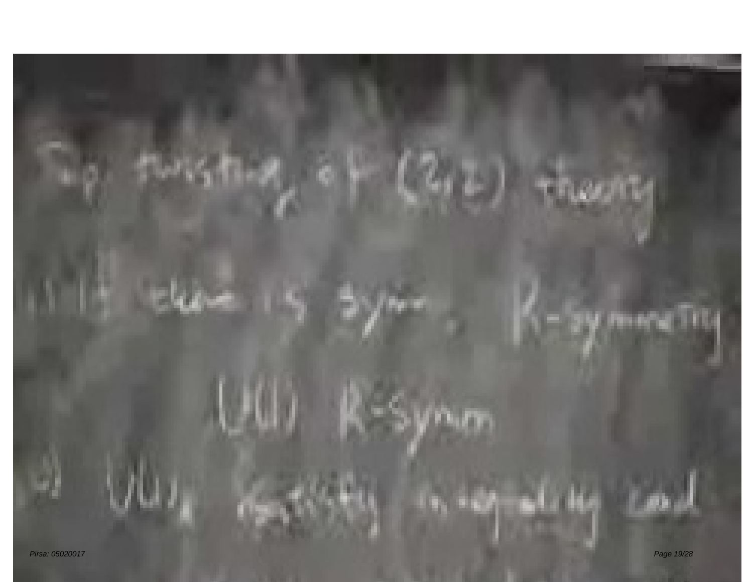Top. twisting of (2,2) theory

1) If there is symm. R-symmetry

$U(1)$ R-symm

2) $U(1)_A$ satisfy integrality cond